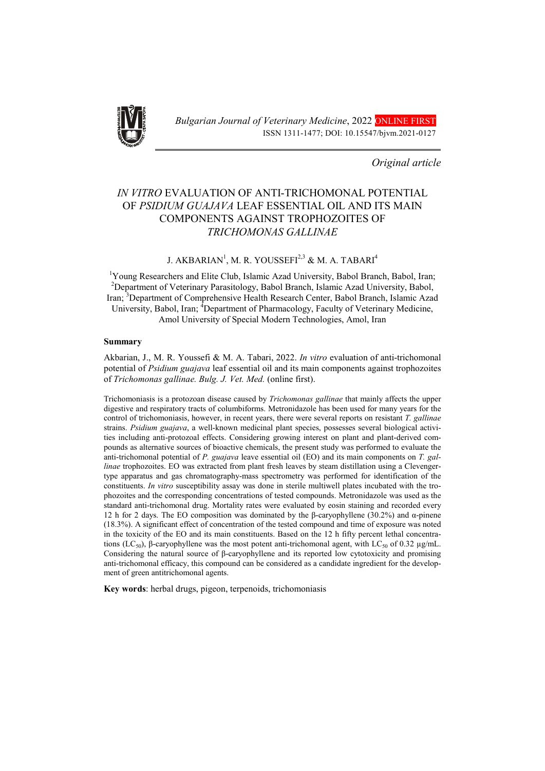*Bulgarian Journal of Veterinary Medicine*, 2022 ONLINE FIRST
ISSN 1311-1477; DOI: 10.15547/bjvm.2021-0127

*Original article*

# *IN VITRO* EVALUATION OF ANTI-TRICHOMONAL POTENTIAL OF *PSIDIUM GUAJAVA* LEAF ESSENTIAL OIL AND ITS MAIN COMPONENTS AGAINST TROPHOZOITES OF *TRICHOMONAS GALLINAE*

J. AKBARIAN[1], M. R. YOUSSEFI[2,3] & M. A. TABARI[4]

[1]Young Researchers and Elite Club, Islamic Azad University, Babol Branch, Babol, Iran; [2]Department of Veterinary Parasitology, Babol Branch, Islamic Azad University, Babol, Iran; [3]Department of Comprehensive Health Research Center, Babol Branch, Islamic Azad University, Babol, Iran; [4]Department of Pharmacology, Faculty of Veterinary Medicine, Amol University of Special Modern Technologies, Amol, Iran

## Summary

Akbarian, J., M. R. Youssefi & M. A. Tabari, 2022. *In vitro* evaluation of anti-trichomonal potential of *Psidium guajava* leaf essential oil and its main components against trophozoites of *Trichomonas gallinae*. *Bulg. J. Vet. Med.* (online first).

Trichomoniasis is a protozoan disease caused by *Trichomonas gallinae* that mainly affects the upper digestive and respiratory tracts of columbiforms. Metronidazole has been used for many years for the control of trichomoniasis, however, in recent years, there were several reports on resistant *T. gallinae* strains. *Psidium guajava*, a well-known medicinal plant species, possesses several biological activities including anti-protozoal effects. Considering growing interest on plant and plant-derived compounds as alternative sources of bioactive chemicals, the present study was performed to evaluate the anti-trichomonal potential of *P. guajava* leave essential oil (EO) and its main components on *T. gallinae* trophozoites. EO was extracted from plant fresh leaves by steam distillation using a Clevenger-type apparatus and gas chromatography-mass spectrometry was performed for identification of the constituents. *In vitro* susceptibility assay was done in sterile multiwell plates incubated with the trophozoites and the corresponding concentrations of tested compounds. Metronidazole was used as the standard anti-trichomonal drug. Mortality rates were evaluated by eosin staining and recorded every 12 h for 2 days. The EO composition was dominated by the β-caryophyllene (30.2%) and α-pinene (18.3%). A significant effect of concentration of the tested compound and time of exposure was noted in the toxicity of the EO and its main constituents. Based on the 12 h fifty percent lethal concentrations ($LC_{50}$), β-caryophyllene was the most potent anti-trichomonal agent, with $LC_{50}$ of 0.32 µg/mL. Considering the natural source of β-caryophyllene and its reported low cytotoxicity and promising anti-trichomonal efficacy, this compound can be considered as a candidate ingredient for the development of green antitrichomonal agents.

**Key words**: herbal drugs, pigeon, terpenoids, trichomoniasis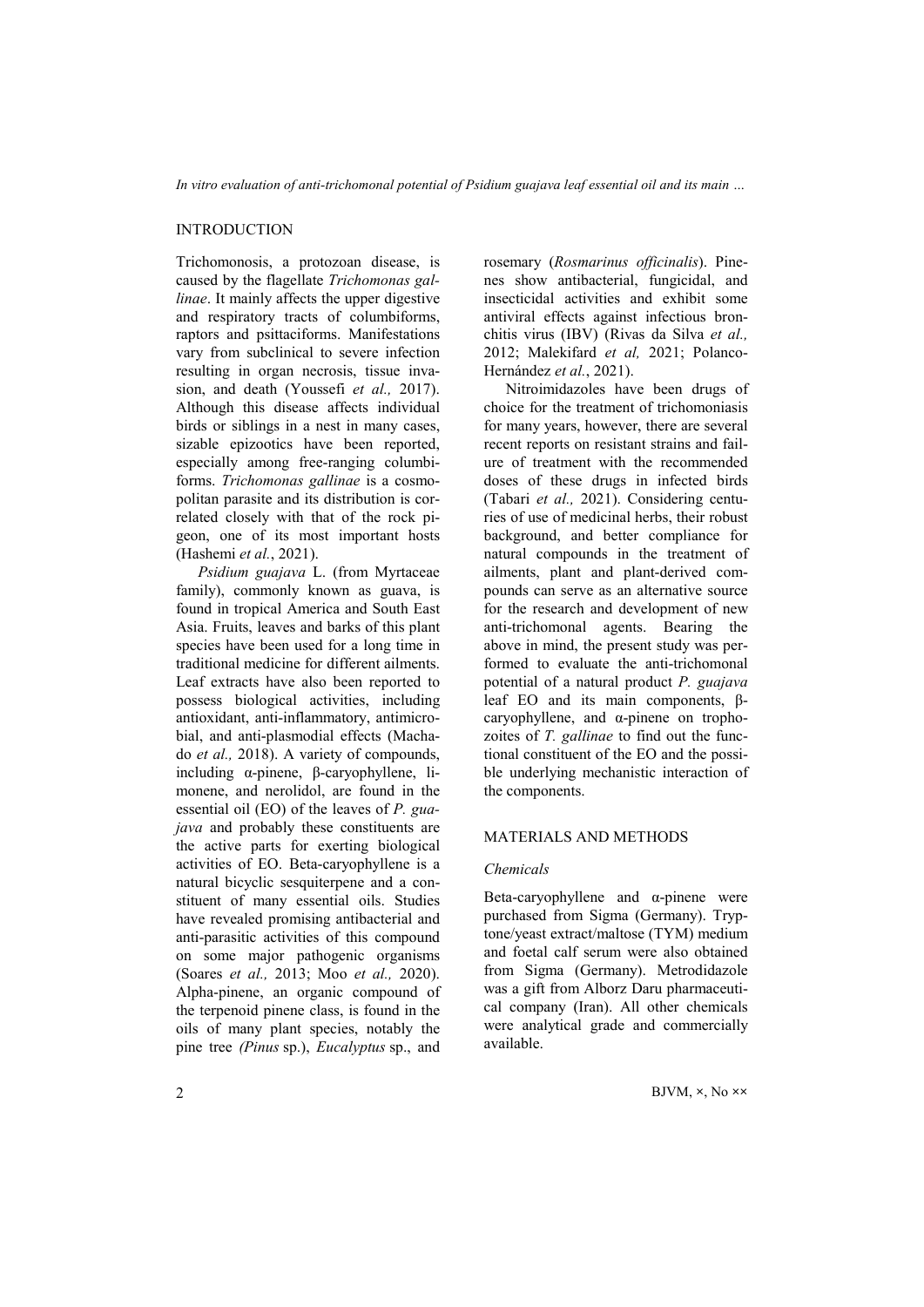## INTRODUCTION

Trichomonosis, a protozoan disease, is caused by the flagellate *Trichomonas gallinae*. It mainly affects the upper digestive and respiratory tracts of columbiforms, raptors and psittaciforms. Manifestations vary from subclinical to severe infection resulting in organ necrosis, tissue invasion, and death (Youssefi *et al.,* 2017). Although this disease affects individual birds or siblings in a nest in many cases, sizable epizootics have been reported, especially among free-ranging columbiforms. *Trichomonas gallinae* is a cosmopolitan parasite and its distribution is correlated closely with that of the rock pigeon, one of its most important hosts (Hashemi *et al.*, 2021).

*Psidium guajava* L. (from Myrtaceae family), commonly known as guava, is found in tropical America and South East Asia. Fruits, leaves and barks of this plant species have been used for a long time in traditional medicine for different ailments. Leaf extracts have also been reported to possess biological activities, including antioxidant, anti-inflammatory, antimicrobial, and anti-plasmodial effects (Machado *et al.,* 2018). A variety of compounds, including α-pinene, β-caryophyllene, limonene, and nerolidol, are found in the essential oil (EO) of the leaves of *P. guajava* and probably these constituents are the active parts for exerting biological activities of EO. Beta-caryophyllene is a natural bicyclic sesquiterpene and a constituent of many essential oils. Studies have revealed promising antibacterial and anti-parasitic activities of this compound on some major pathogenic organisms (Soares *et al.,* 2013; Moo *et al.,* 2020). Alpha-pinene, an organic compound of the terpenoid pinene class, is found in the oils of many plant species, notably the pine tree *(Pinus* sp.), *Eucalyptus* sp., and rosemary (*Rosmarinus officinalis*). Pinenes show antibacterial, fungicidal, and insecticidal activities and exhibit some antiviral effects against infectious bronchitis virus (IBV) (Rivas da Silva *et al.,* 2012; Malekifard *et al,* 2021; Polanco-Hernández *et al.*, 2021).

Nitroimidazoles have been drugs of choice for the treatment of trichomoniasis for many years, however, there are several recent reports on resistant strains and failure of treatment with the recommended doses of these drugs in infected birds (Tabari *et al.,* 2021). Considering centuries of use of medicinal herbs, their robust background, and better compliance for natural compounds in the treatment of ailments, plant and plant-derived compounds can serve as an alternative source for the research and development of new anti-trichomonal agents. Bearing the above in mind, the present study was performed to evaluate the anti-trichomonal potential of a natural product *P. guajava* leaf EO and its main components, β-caryophyllene, and α-pinene on trophozoites of *T. gallinae* to find out the functional constituent of the EO and the possible underlying mechanistic interaction of the components.

## MATERIALS AND METHODS

### *Chemicals*

Beta-caryophyllene and α-pinene were purchased from Sigma (Germany). Tryptone/yeast extract/maltose (TYM) medium and foetal calf serum were also obtained from Sigma (Germany). Metrodidazole was a gift from Alborz Daru pharmaceutical company (Iran). All other chemicals were analytical grade and commercially available.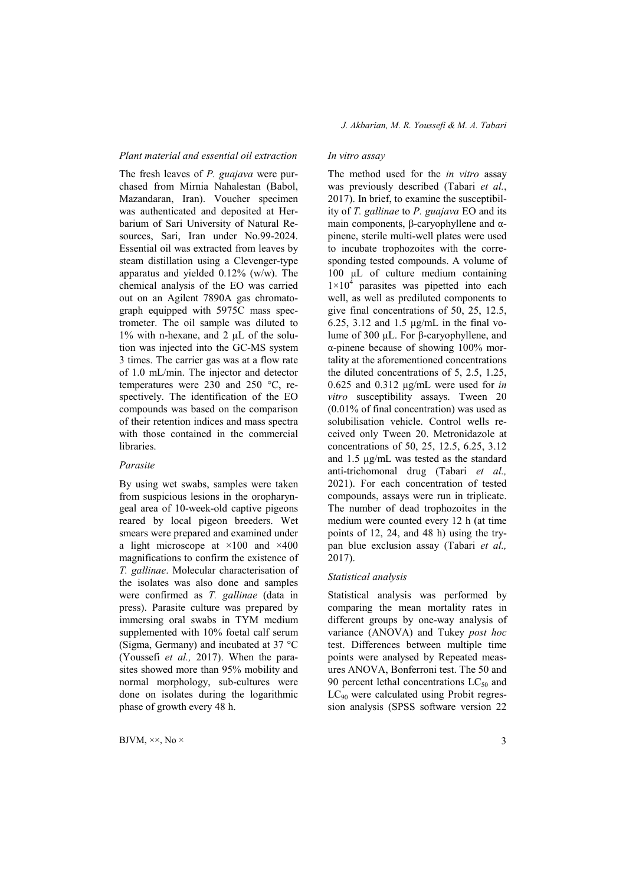### *Plant material and essential oil extraction*

The fresh leaves of *P. guajava* were purchased from Mirnia Nahalestan (Babol, Mazandaran, Iran). Voucher specimen was authenticated and deposited at Herbarium of Sari University of Natural Resources, Sari, Iran under No.99-2024. Essential oil was extracted from leaves by steam distillation using a Clevenger-type apparatus and yielded 0.12% (w/w). The chemical analysis of the EO was carried out on an Agilent 7890A gas chromatograph equipped with 5975C mass spectrometer. The oil sample was diluted to 1% with n-hexane, and 2 µL of the solution was injected into the GC-MS system 3 times. The carrier gas was at a flow rate of 1.0 mL/min. The injector and detector temperatures were 230 and 250 °C, respectively. The identification of the EO compounds was based on the comparison of their retention indices and mass spectra with those contained in the commercial libraries.

### *Parasite*

By using wet swabs, samples were taken from suspicious lesions in the oropharyngeal area of 10-week-old captive pigeons reared by local pigeon breeders. Wet smears were prepared and examined under a light microscope at ×100 and ×400 magnifications to confirm the existence of *T. gallinae*. Molecular characterisation of the isolates was also done and samples were confirmed as *T. gallinae* (data in press). Parasite culture was prepared by immersing oral swabs in TYM medium supplemented with 10% foetal calf serum (Sigma, Germany) and incubated at 37 °C (Youssefi *et al.,* 2017). When the parasites showed more than 95% mobility and normal morphology, sub-cultures were done on isolates during the logarithmic phase of growth every 48 h.

### *In vitro assay*

The method used for the *in vitro* assay was previously described (Tabari *et al.*, 2017). In brief, to examine the susceptibility of *T. gallinae* to *P. guajava* EO and its main components, β-caryophyllene and α-pinene, sterile multi-well plates were used to incubate trophozoites with the corresponding tested compounds. A volume of 100 µL of culture medium containing $1\times10^4$ parasites was pipetted into each well, as well as prediluted components to give final concentrations of 50, 25, 12.5, 6.25, 3.12 and 1.5 µg/mL in the final volume of 300 µL. For β-caryophyllene, and α-pinene because of showing 100% mortality at the aforementioned concentrations the diluted concentrations of 5, 2.5, 1.25, 0.625 and 0.312 µg/mL were used for *in vitro* susceptibility assays. Tween 20 (0.01% of final concentration) was used as solubilisation vehicle. Control wells received only Tween 20. Metronidazole at concentrations of 50, 25, 12.5, 6.25, 3.12 and 1.5 µg/mL was tested as the standard anti-trichomonal drug (Tabari *et al.,* 2021). For each concentration of tested compounds, assays were run in triplicate. The number of dead trophozoites in the medium were counted every 12 h (at time points of 12, 24, and 48 h) using the trypan blue exclusion assay (Tabari *et al.,* 2017).

### *Statistical analysis*

Statistical analysis was performed by comparing the mean mortality rates in different groups by one-way analysis of variance (ANOVA) and Tukey *post hoc* test. Differences between multiple time points were analysed by Repeated measures ANOVA, Bonferroni test. The 50 and 90 percent lethal concentrations $LC_{50}$ and $LC_{90}$ were calculated using Probit regression analysis (SPSS software version 22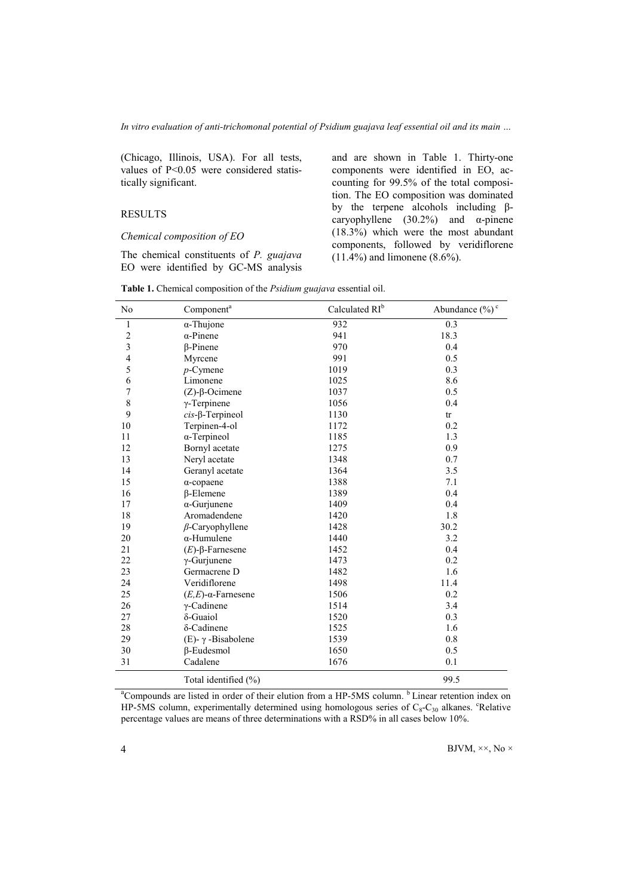(Chicago, Illinois, USA). For all tests, values of $P<0.05$ were considered statistically significant.

## RESULTS

### *Chemical composition of EO*

The chemical constituents of *P. guajava* EO were identified by GC-MS analysis and are shown in Table 1. Thirty-one components were identified in EO, accounting for 99.5% of the total composition. The EO composition was dominated by the terpene alcohols including β-caryophyllene (30.2%) and α-pinene (18.3%) which were the most abundant components, followed by veridiflorene (11.4%) and limonene (8.6%).

**Table 1.** Chemical composition of the *Psidium guajava* essential oil.

| No | Component[a] | Calculated RI[b] | Abundance (%)[c] |
|---|---|---|---|
| 1 | α-Thujone | 932 | 0.3 |
| 2 | α-Pinene | 941 | 18.3 |
| 3 | β-Pinene | 970 | 0.4 |
| 4 | Myrcene | 991 | 0.5 |
| 5 | *p*-Cymene | 1019 | 0.3 |
| 6 | Limonene | 1025 | 8.6 |
| 7 | (Z)-β-Ocimene | 1037 | 0.5 |
| 8 | γ-Terpinene | 1056 | 0.4 |
| 9 | *cis*-β-Terpineol | 1130 | tr |
| 10 | Terpinen-4-ol | 1172 | 0.2 |
| 11 | α-Terpineol | 1185 | 1.3 |
| 12 | Bornyl acetate | 1275 | 0.9 |
| 13 | Neryl acetate | 1348 | 0.7 |
| 14 | Geranyl acetate | 1364 | 3.5 |
| 15 | α-copaene | 1388 | 7.1 |
| 16 | β-Elemene | 1389 | 0.4 |
| 17 | α-Gurjunene | 1409 | 0.4 |
| 18 | Aromadendene | 1420 | 1.8 |
| 19 | *β*-Caryophyllene | 1428 | 30.2 |
| 20 | α-Humulene | 1440 | 3.2 |
| 21 | (*E*)-β-Farnesene | 1452 | 0.4 |
| 22 | γ-Gurjunene | 1473 | 0.2 |
| 23 | Germacrene D | 1482 | 1.6 |
| 24 | Veridiflorene | 1498 | 11.4 |
| 25 | (*E,E*)-α-Farnesene | 1506 | 0.2 |
| 26 | γ-Cadinene | 1514 | 3.4 |
| 27 | δ-Guaiol | 1520 | 0.3 |
| 28 | δ-Cadinene | 1525 | 1.6 |
| 29 | (E)- γ -Bisabolene | 1539 | 0.8 |
| 30 | β-Eudesmol | 1650 | 0.5 |
| 31 | Cadalene | 1676 | 0.1 |
| | Total identified (%) | | 99.5 |

[a]Compounds are listed in order of their elution from a HP-5MS column. [b] Linear retention index on HP-5MS column, experimentally determined using homologous series of $C_8$-$C_{30}$ alkanes. [c]Relative percentage values are means of three determinations with a RSD% in all cases below 10%.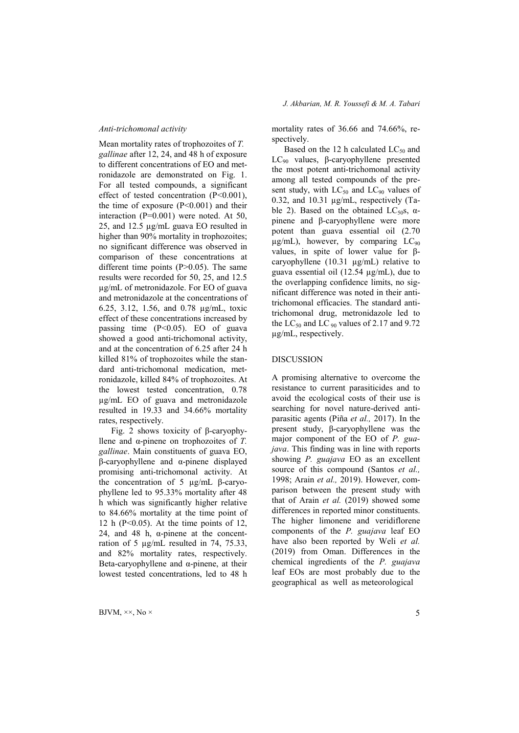### *Anti-trichomonal activity*

Mean mortality rates of trophozoites of *T. gallinae* after 12, 24, and 48 h of exposure to different concentrations of EO and metronidazole are demonstrated on Fig. 1. For all tested compounds, a significant effect of tested concentration ($P<0.001$), the time of exposure ($P<0.001$) and their interaction ($P=0.001$) were noted. At 50, 25, and 12.5 µg/mL guava EO resulted in higher than 90% mortality in trophozoites; no significant difference was observed in comparison of these concentrations at different time points ($P>0.05$). The same results were recorded for 50, 25, and 12.5 µg/mL of metronidazole. For EO of guava and metronidazole at the concentrations of 6.25, 3.12, 1.56, and 0.78 µg/mL, toxic effect of these concentrations increased by passing time ($P<0.05$). EO of guava showed a good anti-trichomonal activity, and at the concentration of 6.25 after 24 h killed 81% of trophozoites while the standard anti-trichomonal medication, metronidazole, killed 84% of trophozoites. At the lowest tested concentration, 0.78 µg/mL EO of guava and metronidazole resulted in 19.33 and 34.66% mortality rates, respectively.

Fig. 2 shows toxicity of β-caryophyllene and α-pinene on trophozoites of *T. gallinae*. Main constituents of guava EO, β-caryophyllene and α-pinene displayed promising anti-trichomonal activity. At the concentration of 5 µg/mL β-caryophyllene led to 95.33% mortality after 48 h which was significantly higher relative to 84.66% mortality at the time point of 12 h ($P<0.05$). At the time points of 12, 24, and 48 h, α-pinene at the concentration of 5 µg/mL resulted in 74, 75.33, and 82% mortality rates, respectively. Beta-caryophyllene and α-pinene, at their lowest tested concentrations, led to 48 h mortality rates of 36.66 and 74.66%, respectively.

Based on the 12 h calculated $LC_{50}$ and $LC_{90}$ values, β-caryophyllene presented the most potent anti-trichomonal activity among all tested compounds of the present study, with $LC_{50}$ and $LC_{90}$ values of 0.32, and 10.31 µg/mL, respectively (Table 2). Based on the obtained $LC_{50}$s, α-pinene and β-caryophyllene were more potent than guava essential oil (2.70 µg/mL), however, by comparing $LC_{90}$ values, in spite of lower value for β-caryophyllene (10.31 µg/mL) relative to guava essential oil (12.54 µg/mL), due to the overlapping confidence limits, no significant difference was noted in their anti-trichomonal efficacies. The standard anti-trichomonal drug, metronidazole led to the $LC_{50}$ and $LC_{90}$ values of 2.17 and 9.72 µg/mL, respectively.

## DISCUSSION

A promising alternative to overcome the resistance to current parasiticides and to avoid the ecological costs of their use is searching for novel nature-derived anti-parasitic agents (Piña *et al.,* 2017). In the present study, β-caryophyllene was the major component of the EO of *P. guajava*. This finding was in line with reports showing *P. guajava* EO as an excellent source of this compound (Santos *et al.,* 1998; Arain *et al.,* 2019). However, comparison between the present study with that of Arain *et al.* (2019) showed some differences in reported minor constituents. The higher limonene and veridiflorene components of the *P. guajava* leaf EO have also been reported by Weli *et al.* (2019) from Oman. Differences in the chemical ingredients of the *P. guajava* leaf EOs are most probably due to the geographical as well as meteorological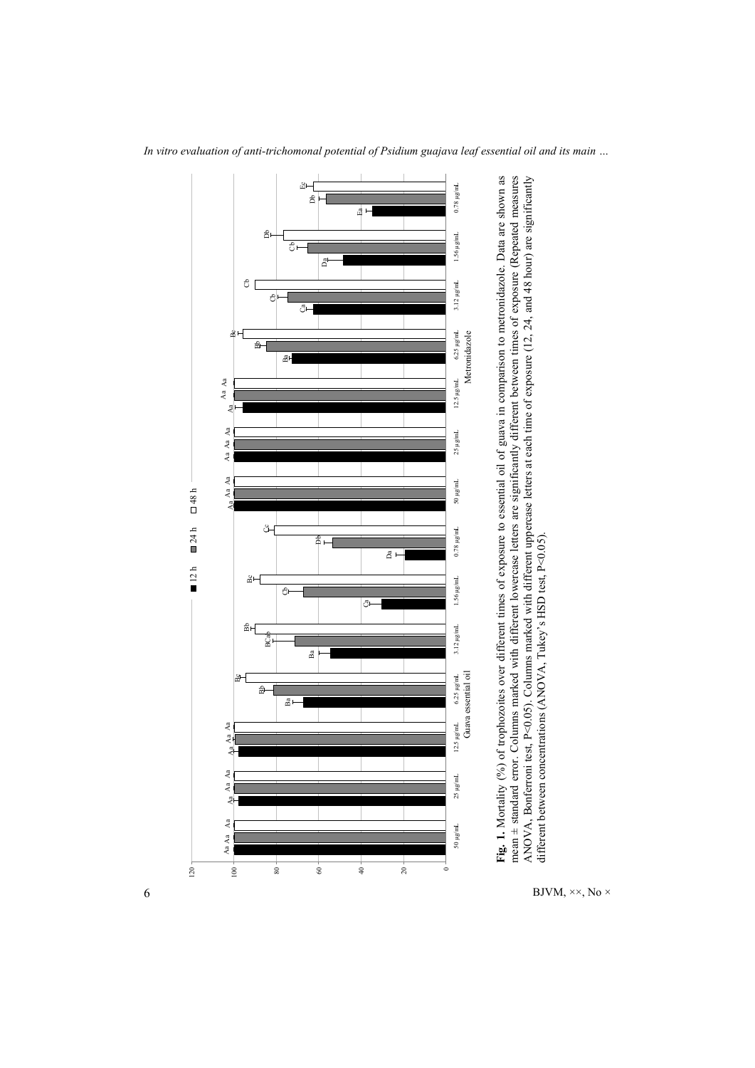**Fig. 1.** Mortality (%) of trophozoites over different times of exposure to essential oil of guava in comparison to metronidazole. Data are shown as mean ± standard error. Columns marked with different lowercase letters are significantly different between times of exposure (Repeated measures ANOVA, Bonferroni test, P<0.05). Columns marked with different uppercase letters at each time of exposure (12, 24, and 48 hour) are significantly different between concentrations (ANOVA, Tukey's HSD test, P<0.05).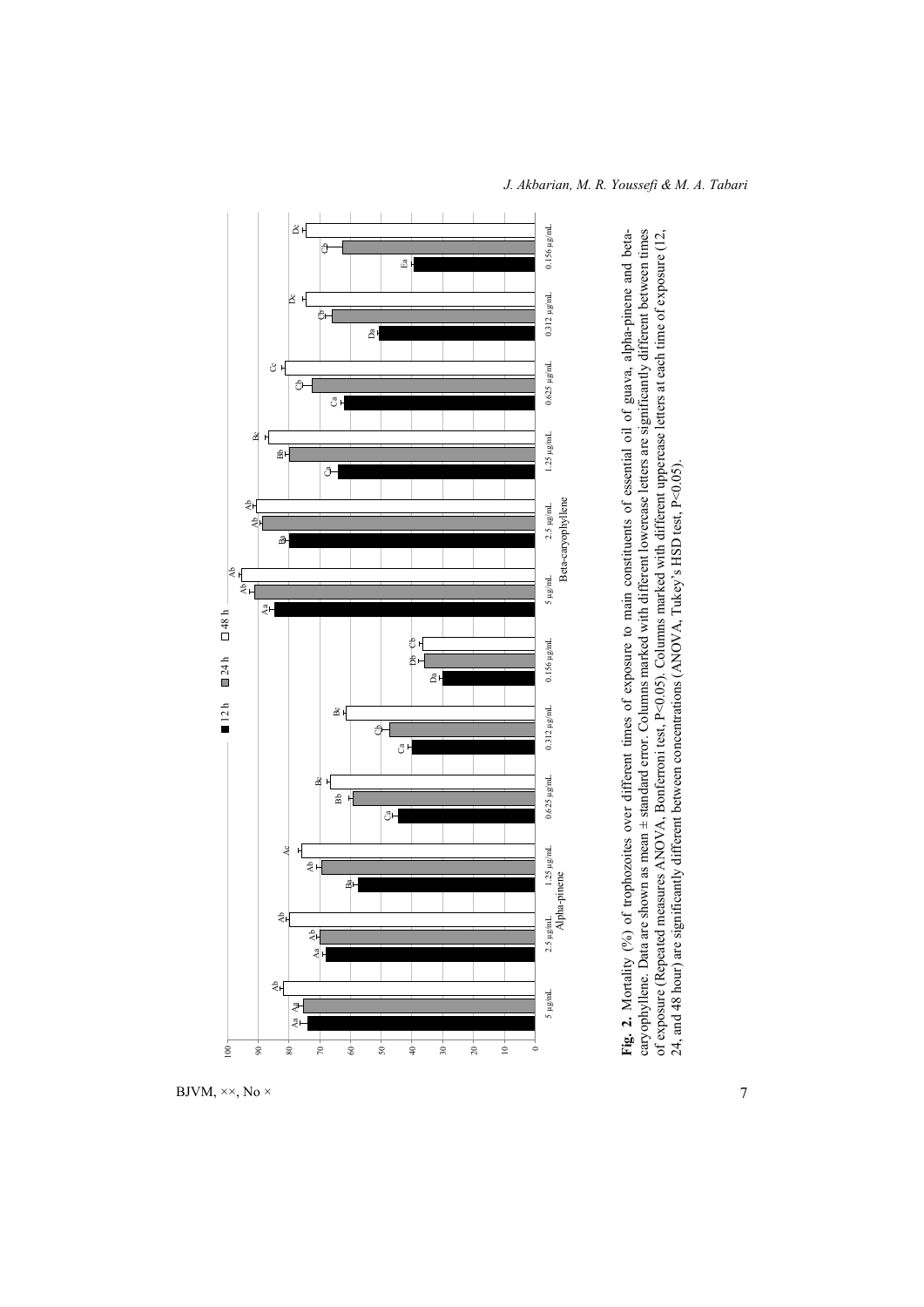**Fig. 2.** Mortality (%) of trophozoites over different times of exposure to main constituents of essential oil of guava, alpha-pinene and beta-caryophyllene. Data are shown as mean ± standard error. Columns marked with different lowercase letters are significantly different between times of exposure (Repeated measures ANOVA, Bonferroni test, P<0.05). Columns marked with different uppercase letters at each time of exposure (12, 24, and 48 hour) are significantly different between concentrations (ANOVA, Tukey's HSD test, P<0.05).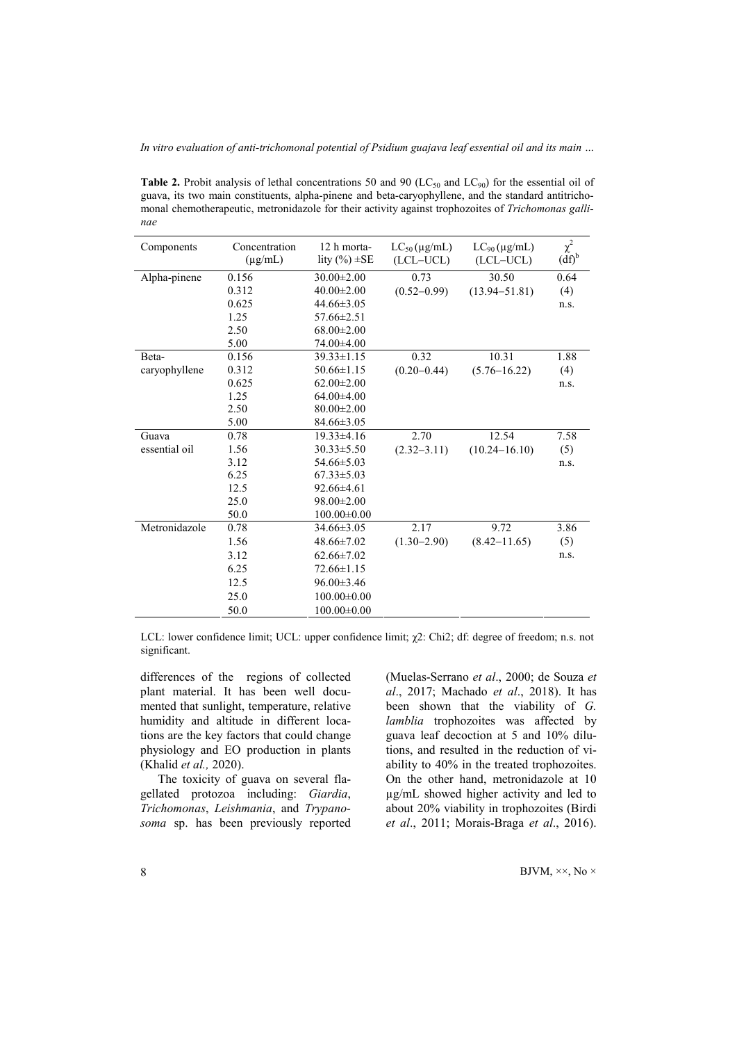**Table 2.** Probit analysis of lethal concentrations 50 and 90 ($LC_{50}$ and $LC_{90}$) for the essential oil of guava, its two main constituents, alpha-pinene and beta-caryophyllene, and the standard antitrichomonal chemotherapeutic, metronidazole for their activity against trophozoites of *Trichomonas gallinae*

| Components | Concentration (μg/mL) | 12 h mortality (%) ±SE | $LC_{50}$ (μg/mL) (LCL–UCL) | $LC_{90}$ (μg/mL) (LCL–UCL) | $\chi^2$ (df)[b] |
|---|---|---|---|---|---|
| Alpha-pinene | 0.156 | 30.00±2.00 | 0.73 | 30.50 | 0.64 |
| | 0.312 | 40.00±2.00 | (0.52–0.99) | (13.94–51.81) | (4) |
| | 0.625 | 44.66±3.05 | | | n.s. |
| | 1.25 | 57.66±2.51 | | | |
| | 2.50 | 68.00±2.00 | | | |
| | 5.00 | 74.00±4.00 | | | |
| Beta-caryophyllene | 0.156 | 39.33±1.15 | 0.32 | 10.31 | 1.88 |
| | 0.312 | 50.66±1.15 | (0.20–0.44) | (5.76–16.22) | (4) |
| | 0.625 | 62.00±2.00 | | | n.s. |
| | 1.25 | 64.00±4.00 | | | |
| | 2.50 | 80.00±2.00 | | | |
| | 5.00 | 84.66±3.05 | | | |
| Guava essential oil | 0.78 | 19.33±4.16 | 2.70 | 12.54 | 7.58 |
| | 1.56 | 30.33±5.50 | (2.32–3.11) | (10.24–16.10) | (5) |
| | 3.12 | 54.66±5.03 | | | n.s. |
| | 6.25 | 67.33±5.03 | | | |
| | 12.5 | 92.66±4.61 | | | |
| | 25.0 | 98.00±2.00 | | | |
| | 50.0 | 100.00±0.00 | | | |
| Metronidazole | 0.78 | 34.66±3.05 | 2.17 | 9.72 | 3.86 |
| | 1.56 | 48.66±7.02 | (1.30–2.90) | (8.42–11.65) | (5) |
| | 3.12 | 62.66±7.02 | | | n.s. |
| | 6.25 | 72.66±1.15 | | | |
| | 12.5 | 96.00±3.46 | | | |
| | 25.0 | 100.00±0.00 | | | |
| | 50.0 | 100.00±0.00 | | | |

LCL: lower confidence limit; UCL: upper confidence limit; $\chi2$: Chi2; df: degree of freedom; n.s. not significant.

differences of the regions of collected plant material. It has been well documented that sunlight, temperature, relative humidity and altitude in different locations are the key factors that could change physiology and EO production in plants (Khalid *et al.,* 2020).

The toxicity of guava on several flagellated protozoa including: *Giardia*, *Trichomonas*, *Leishmania*, and *Trypanosoma* sp. has been previously reported (Muelas-Serrano *et al*., 2000; de Souza *et al*., 2017; Machado *et al*., 2018). It has been shown that the viability of *G. lamblia* trophozoites was affected by guava leaf decoction at 5 and 10% dilutions, and resulted in the reduction of viability to 40% in the treated trophozoites. On the other hand, metronidazole at 10 μg/mL showed higher activity and led to about 20% viability in trophozoites (Birdi *et al*., 2011; Morais-Braga *et al*., 2016).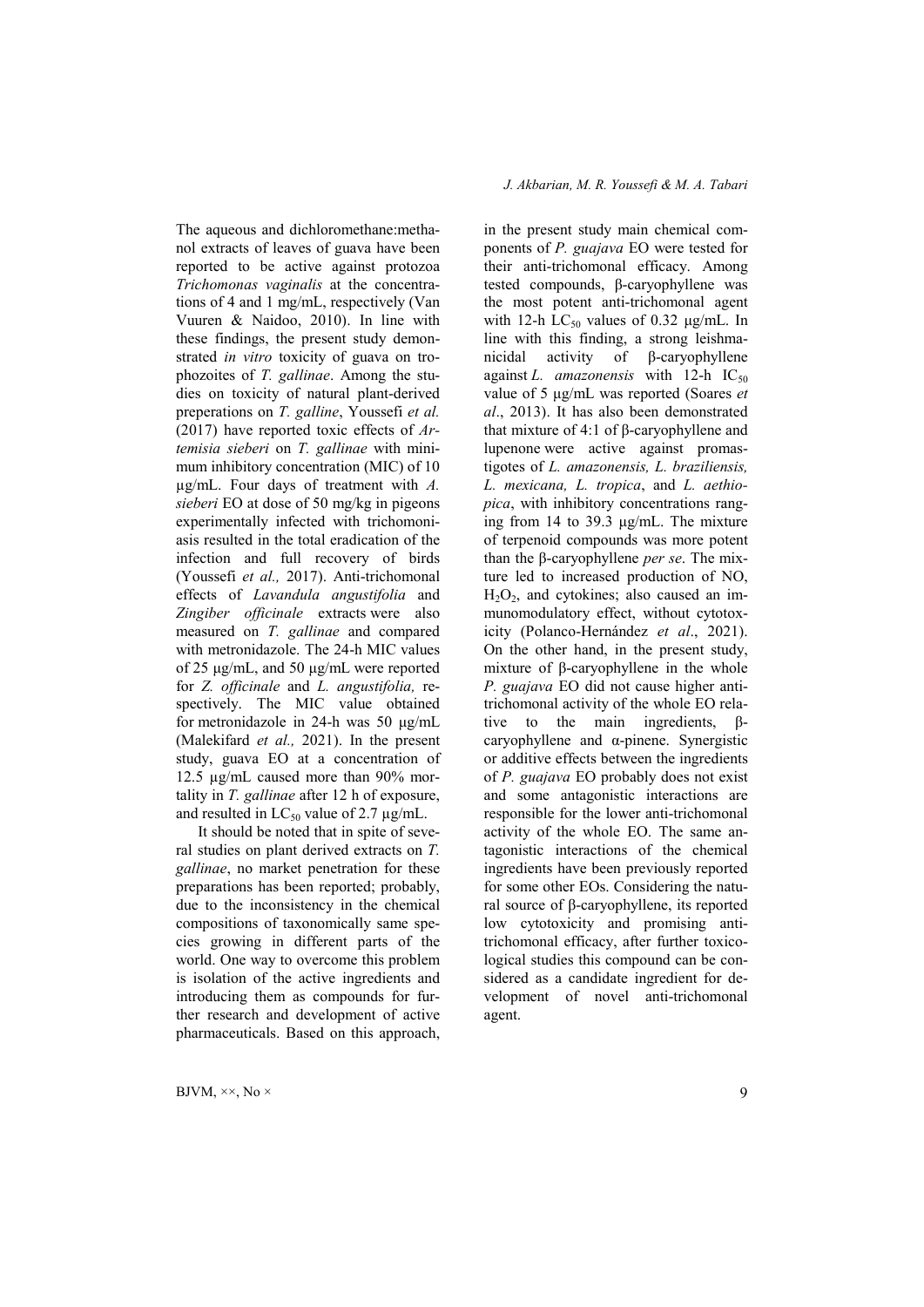The aqueous and dichloromethane:methanol extracts of leaves of guava have been reported to be active against protozoa *Trichomonas vaginalis* at the concentrations of 4 and 1 mg/mL, respectively (Van Vuuren & Naidoo, 2010). In line with these findings, the present study demonstrated *in vitro* toxicity of guava on trophozoites of *T. gallinae*. Among the studies on toxicity of natural plant-derived preperations on *T. galline*, Youssefi *et al.* (2017) have reported toxic effects of *Artemisia sieberi* on *T. gallinae* with minimum inhibitory concentration (MIC) of 10 µg/mL. Four days of treatment with *A. sieberi* EO at dose of 50 mg/kg in pigeons experimentally infected with trichomoniasis resulted in the total eradication of the infection and full recovery of birds (Youssefi *et al.,* 2017). Anti-trichomonal effects of *Lavandula angustifolia* and *Zingiber officinale* extracts were also measured on *T. gallinae* and compared with metronidazole. The 24-h MIC values of 25 µg/mL, and 50 µg/mL were reported for *Z. officinale* and *L. angustifolia,* respectively. The MIC value obtained for metronidazole in 24-h was 50 µg/mL (Malekifard *et al.,* 2021). In the present study, guava EO at a concentration of 12.5 µg/mL caused more than 90% mortality in *T. gallinae* after 12 h of exposure, and resulted in $LC_{50}$ value of 2.7 µg/mL.

It should be noted that in spite of several studies on plant derived extracts on *T. gallinae*, no market penetration for these preparations has been reported; probably, due to the inconsistency in the chemical compositions of taxonomically same species growing in different parts of the world. One way to overcome this problem is isolation of the active ingredients and introducing them as compounds for further research and development of active pharmaceuticals. Based on this approach, in the present study main chemical components of *P. guajava* EO were tested for their anti-trichomonal efficacy. Among tested compounds, β-caryophyllene was the most potent anti-trichomonal agent with 12-h $LC_{50}$ values of 0.32 µg/mL. In line with this finding, a strong leishmanicidal activity of β-caryophyllene against *L. amazonensis* with 12-h $IC_{50}$ value of 5 µg/mL was reported (Soares *et al*., 2013). It has also been demonstrated that mixture of 4:1 of β-caryophyllene and lupenone were active against promastigotes of *L. amazonensis, L. braziliensis, L. mexicana, L. tropica*, and *L. aethiopica*, with inhibitory concentrations ranging from 14 to 39.3 µg/mL. The mixture of terpenoid compounds was more potent than the β-caryophyllene *per se*. The mixture led to increased production of NO, $H_2O_2$, and cytokines; also caused an immunomodulatory effect, without cytotoxicity (Polanco-Hernández *et al*., 2021). On the other hand, in the present study, mixture of β-caryophyllene in the whole *P. guajava* EO did not cause higher anti-trichomonal activity of the whole EO relative to the main ingredients, β-caryophyllene and α-pinene. Synergistic or additive effects between the ingredients of *P. guajava* EO probably does not exist and some antagonistic interactions are responsible for the lower anti-trichomonal activity of the whole EO. The same antagonistic interactions of the chemical ingredients have been previously reported for some other EOs. Considering the natural source of β-caryophyllene, its reported low cytotoxicity and promising anti-trichomonal efficacy, after further toxicological studies this compound can be considered as a candidate ingredient for development of novel anti-trichomonal agent.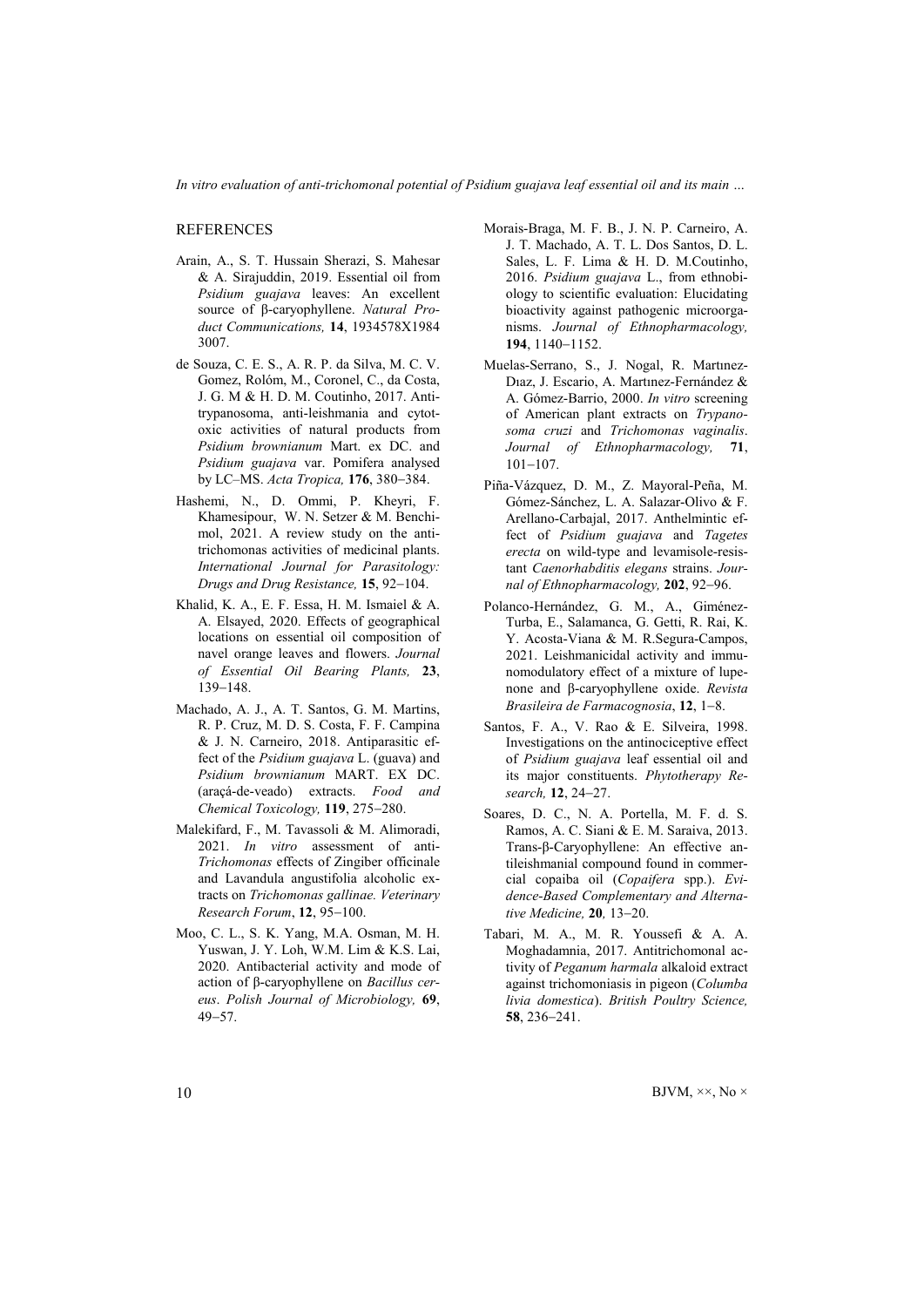## REFERENCES

Arain, A., S. T. Hussain Sherazi, S. Mahesar & A. Sirajuddin, 2019. Essential oil from *Psidium guajava* leaves: An excellent source of β-caryophyllene. *Natural Product Communications,* **14**, 1934578X1984 3007.

de Souza, C. E. S., A. R. P. da Silva, M. C. V. Gomez, Rolóm, M., Coronel, C., da Costa, J. G. M & H. D. M. Coutinho, 2017. Anti-trypanosoma, anti-leishmania and cytotoxic activities of natural products from *Psidium brownianum* Mart. ex DC. and *Psidium guajava* var. Pomifera analysed by LC–MS. *Acta Tropica,* **176**, 380−384.

Hashemi, N., D. Ommi, P. Kheyri, F. Khamesipour, W. N. Setzer & M. Benchimol, 2021. A review study on the anti-trichomonas activities of medicinal plants. *International Journal for Parasitology: Drugs and Drug Resistance,* **15**, 92−104.

Khalid, K. A., E. F. Essa, H. M. Ismaiel & A. A. Elsayed, 2020. Effects of geographical locations on essential oil composition of navel orange leaves and flowers. *Journal of Essential Oil Bearing Plants,* **23**, 139−148.

Machado, A. J., A. T. Santos, G. M. Martins, R. P. Cruz, M. D. S. Costa, F. F. Campina & J. N. Carneiro, 2018. Antiparasitic effect of the *Psidium guajava* L. (guava) and *Psidium brownianum* MART. EX DC. (araçá-de-veado) extracts. *Food and Chemical Toxicology,* **119**, 275−280.

Malekifard, F., M. Tavassoli & M. Alimoradi, 2021. *In vitro* assessment of anti-*Trichomonas* effects of Zingiber officinale and Lavandula angustifolia alcoholic extracts on *Trichomonas gallinae. Veterinary Research Forum*, **12**, 95−100.

Moo, C. L., S. K. Yang, M.A. Osman, M. H. Yuswan, J. Y. Loh, W.M. Lim & K.S. Lai, 2020. Antibacterial activity and mode of action of β-caryophyllene on *Bacillus cereus*. *Polish Journal of Microbiology,* **69**, 49−57.

Morais-Braga, M. F. B., J. N. P. Carneiro, A. J. T. Machado, A. T. L. Dos Santos, D. L. Sales, L. F. Lima & H. D. M.Coutinho, 2016. *Psidium guajava* L., from ethnobiology to scientific evaluation: Elucidating bioactivity against pathogenic microorganisms. *Journal of Ethnopharmacology,* **194**, 1140−1152.

Muelas-Serrano, S., J. Nogal, R. Martınez-Dıaz, J. Escario, A. Martınez-Fernández & A. Gómez-Barrio, 2000. *In vitro* screening of American plant extracts on *Trypanosoma cruzi* and *Trichomonas vaginalis*. *Journal of Ethnopharmacology,* **71**, 101−107.

Piña-Vázquez, D. M., Z. Mayoral-Peña, M. Gómez-Sánchez, L. A. Salazar-Olivo & F. Arellano-Carbajal, 2017. Anthelmintic effect of *Psidium guajava* and *Tagetes erecta* on wild-type and levamisole-resistant *Caenorhabditis elegans* strains. *Journal of Ethnopharmacology,* **202**, 92−96.

Polanco-Hernández, G. M., A., Giménez-Turba, E., Salamanca, G. Getti, R. Rai, K. Y. Acosta-Viana & M. R.Segura-Campos, 2021. Leishmanicidal activity and immunomodulatory effect of a mixture of lupenone and β-caryophyllene oxide. *Revista Brasileira de Farmacognosia*, **12**, 1−8.

Santos, F. A., V. Rao & E. Silveira, 1998. Investigations on the antinociceptive effect of *Psidium guajava* leaf essential oil and its major constituents. *Phytotherapy Research,* **12**, 24−27.

Soares, D. C., N. A. Portella, M. F. d. S. Ramos, A. C. Siani & E. M. Saraiva, 2013. Trans-β-Caryophyllene: An effective antileishmanial compound found in commercial copaiba oil (*Copaifera* spp.). *Evidence-Based Complementary and Alternative Medicine,* **20***,* 13−20.

Tabari, M. A., M. R. Youssefi & A. A. Moghadamnia, 2017. Antitrichomonal activity of *Peganum harmala* alkaloid extract against trichomoniasis in pigeon (*Columba livia domestica*). *British Poultry Science,* **58**, 236−241.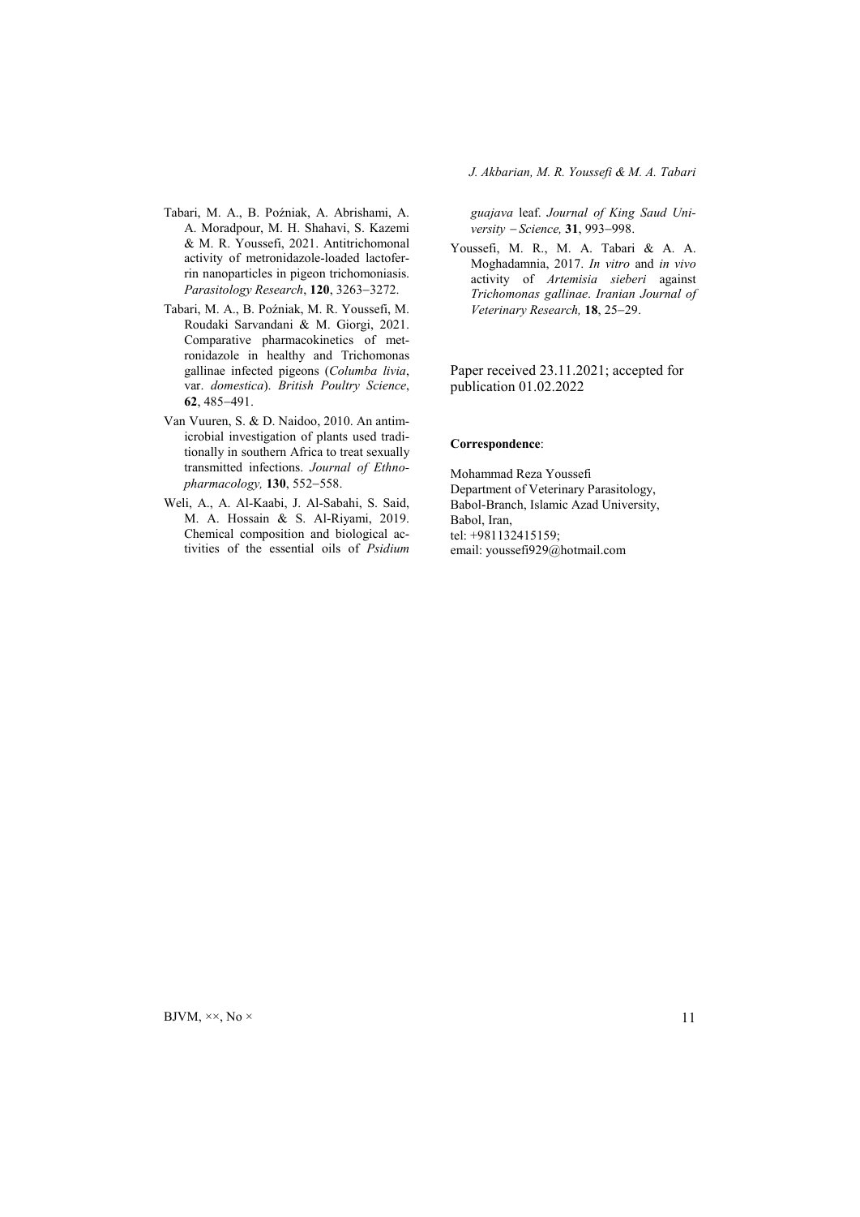Tabari, M. A., B. Poźniak, A. Abrishami, A. A. Moradpour, M. H. Shahavi, S. Kazemi & M. R. Youssefi, 2021. Antitrichomonal activity of metronidazole-loaded lactoferrin nanoparticles in pigeon trichomoniasis. *Parasitology Research*, **120**, 3263−3272.

Tabari, M. A., B. Poźniak, M. R. Youssefi, M. Roudaki Sarvandani & M. Giorgi, 2021. Comparative pharmacokinetics of metronidazole in healthy and Trichomonas gallinae infected pigeons (*Columba livia*, var. *domestica*). *British Poultry Science*, **62**, 485−491.

Van Vuuren, S. & D. Naidoo, 2010. An antimicrobial investigation of plants used traditionally in southern Africa to treat sexually transmitted infections. *Journal of Ethnopharmacology,* **130**, 552−558.

Weli, A., A. Al-Kaabi, J. Al-Sabahi, S. Said, M. A. Hossain & S. Al-Riyami, 2019. Chemical composition and biological activities of the essential oils of *Psidium guajava* leaf. *Journal of King Saud University − Science,* **31**, 993−998.

Youssefi, M. R., M. A. Tabari & A. A. Moghadamnia, 2017. *In vitro* and *in vivo* activity of *Artemisia sieberi* against *Trichomonas gallinae*. *Iranian Journal of Veterinary Research,* **18**, 25−29.

Paper received 23.11.2021; accepted for publication 01.02.2022

**Correspondence**:

Mohammad Reza Youssefi
Department of Veterinary Parasitology,
Babol-Branch, Islamic Azad University,
Babol, Iran,
tel: +981132415159;
email: youssefi929@hotmail.com